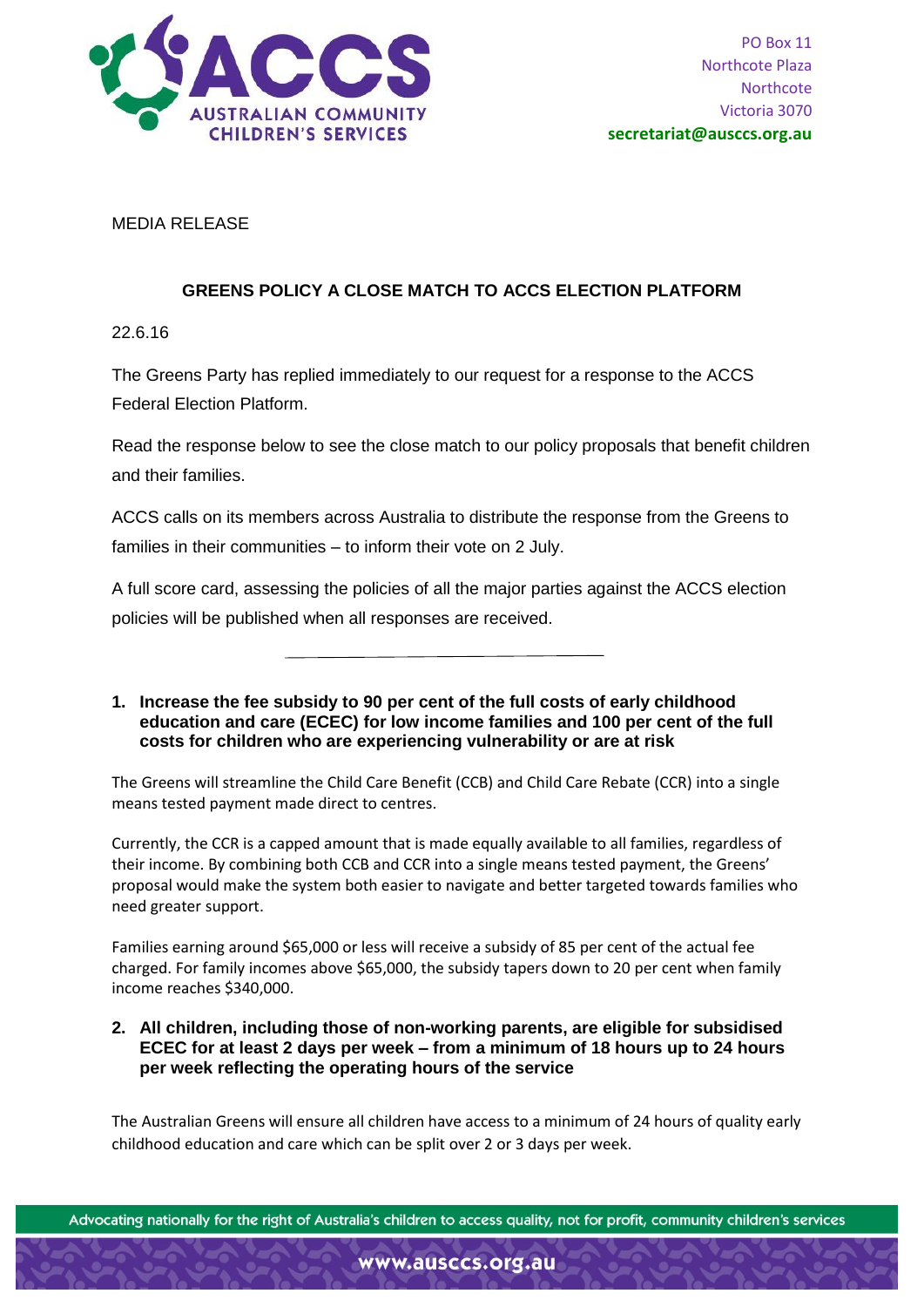PO Box 11
Northcote Plaza
Northcote
Victoria 3070
**secretariat@ausccs.org.au**

MEDIA RELEASE

## GREENS POLICY A CLOSE MATCH TO ACCS ELECTION PLATFORM

22.6.16

The Greens Party has replied immediately to our request for a response to the ACCS Federal Election Platform.

Read the response below to see the close match to our policy proposals that benefit children and their families.

ACCS calls on its members across Australia to distribute the response from the Greens to families in their communities – to inform their vote on 2 July.

A full score card, assessing the policies of all the major parties against the ACCS election policies will be published when all responses are received.

---

1. **Increase the fee subsidy to 90 per cent of the full costs of early childhood education and care (ECEC) for low income families and 100 per cent of the full costs for children who are experiencing vulnerability or are at risk**

The Greens will streamline the Child Care Benefit (CCB) and Child Care Rebate (CCR) into a single means tested payment made direct to centres.

Currently, the CCR is a capped amount that is made equally available to all families, regardless of their income. By combining both CCB and CCR into a single means tested payment, the Greens' proposal would make the system both easier to navigate and better targeted towards families who need greater support.

Families earning around $65,000 or less will receive a subsidy of 85 per cent of the actual fee charged. For family incomes above $65,000, the subsidy tapers down to 20 per cent when family income reaches $340,000.

2. **All children, including those of non-working parents, are eligible for subsidised ECEC for at least 2 days per week – from a minimum of 18 hours up to 24 hours per week reflecting the operating hours of the service**

The Australian Greens will ensure all children have access to a minimum of 24 hours of quality early childhood education and care which can be split over 2 or 3 days per week.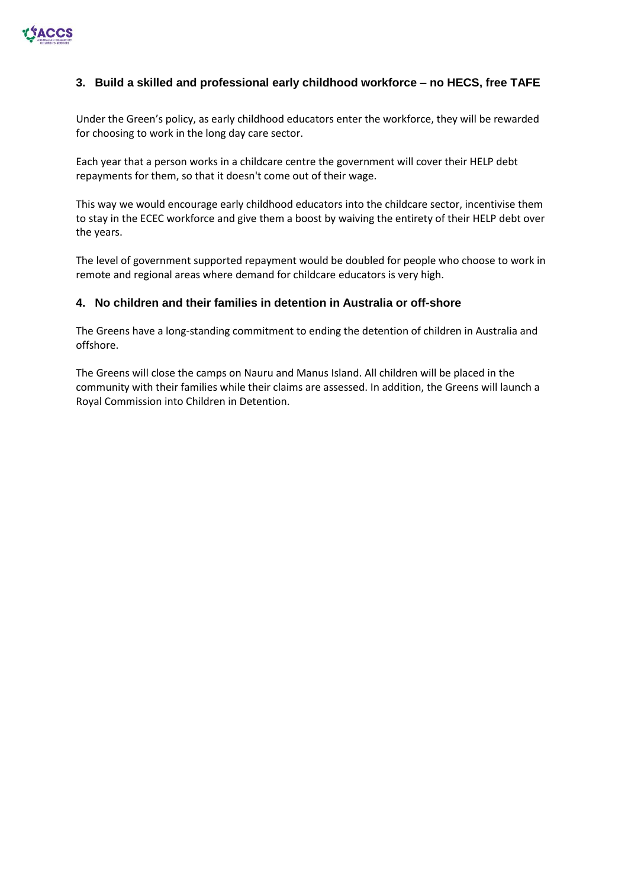## 3. Build a skilled and professional early childhood workforce – no HECS, free TAFE

Under the Green's policy, as early childhood educators enter the workforce, they will be rewarded for choosing to work in the long day care sector.

Each year that a person works in a childcare centre the government will cover their HELP debt repayments for them, so that it doesn't come out of their wage.

This way we would encourage early childhood educators into the childcare sector, incentivise them to stay in the ECEC workforce and give them a boost by waiving the entirety of their HELP debt over the years.

The level of government supported repayment would be doubled for people who choose to work in remote and regional areas where demand for childcare educators is very high.

## 4. No children and their families in detention in Australia or off-shore

The Greens have a long-standing commitment to ending the detention of children in Australia and offshore.

The Greens will close the camps on Nauru and Manus Island. All children will be placed in the community with their families while their claims are assessed. In addition, the Greens will launch a Royal Commission into Children in Detention.